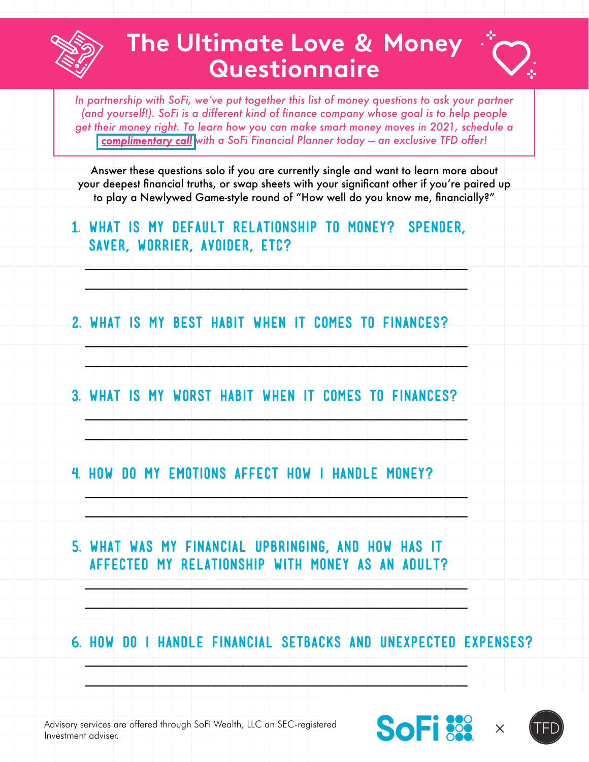# The Ultimate Love & Money Questionnaire

*In partnership with SoFi, we've put together this list of money questions to ask your partner (and yourself!). SoFi is a different kind of finance company whose goal is to help people get their money right. To learn how you can make smart money moves in 2021, schedule a **complimentary call** with a SoFi Financial Planner today – an exclusive TFD offer!*

Answer these questions solo if you are currently single and want to learn more about your deepest financial truths, or swap sheets with your significant other if you're paired up to play a Newlywed Game-style round of "How well do you know me, financially?"

1. WHAT IS MY DEFAULT RELATIONSHIP TO MONEY? SPENDER, SAVER, WORRIER, AVOIDER, ETC?

   ___________________________________________

   ___________________________________________

2. WHAT IS MY BEST HABIT WHEN IT COMES TO FINANCES?

   ___________________________________________

   ___________________________________________

3. WHAT IS MY WORST HABIT WHEN IT COMES TO FINANCES?

   ___________________________________________

   ___________________________________________

4. HOW DO MY EMOTIONS AFFECT HOW I HANDLE MONEY?

   ___________________________________________

   ___________________________________________

5. WHAT WAS MY FINANCIAL UPBRINGING, AND HOW HAS IT AFFECTED MY RELATIONSHIP WITH MONEY AS AN ADULT?

   ___________________________________________

   ___________________________________________

6. HOW DO I HANDLE FINANCIAL SETBACKS AND UNEXPECTED EXPENSES?

   ___________________________________________

   ___________________________________________

Advisory services are offered through SoFi Wealth, LLC an SEC-registered Investment adviser.

SoFi × TFD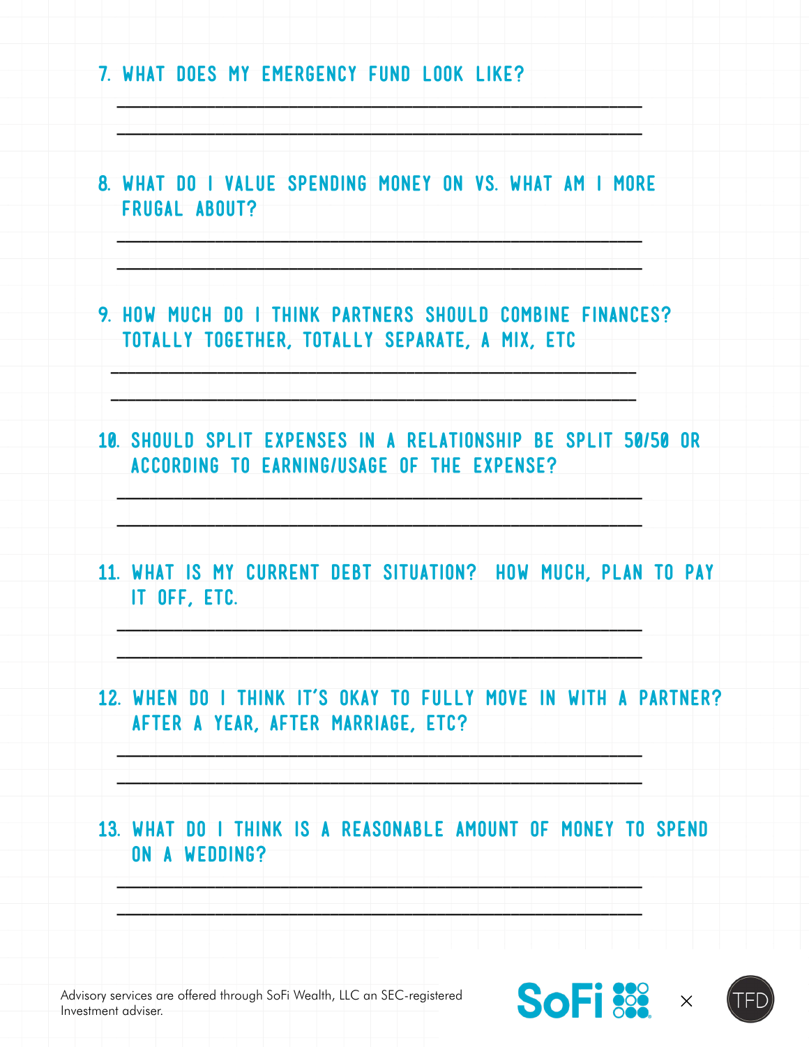7. WHAT DOES MY EMERGENCY FUND LOOK LIKE?

______________________________________________

______________________________________________

8. WHAT DO I VALUE SPENDING MONEY ON VS. WHAT AM I MORE FRUGAL ABOUT?

______________________________________________

______________________________________________

9. HOW MUCH DO I THINK PARTNERS SHOULD COMBINE FINANCES? TOTALLY TOGETHER, TOTALLY SEPARATE, A MIX, ETC

______________________________________________

______________________________________________

10. SHOULD SPLIT EXPENSES IN A RELATIONSHIP BE SPLIT 50/50 OR ACCORDING TO EARNING/USAGE OF THE EXPENSE?

______________________________________________

______________________________________________

11. WHAT IS MY CURRENT DEBT SITUATION? HOW MUCH, PLAN TO PAY IT OFF, ETC.

______________________________________________

______________________________________________

12. WHEN DO I THINK IT'S OKAY TO FULLY MOVE IN WITH A PARTNER? AFTER A YEAR, AFTER MARRIAGE, ETC?

______________________________________________

______________________________________________

13. WHAT DO I THINK IS A REASONABLE AMOUNT OF MONEY TO SPEND ON A WEDDING?

______________________________________________

______________________________________________

Advisory services are offered through SoFi Wealth, LLC an SEC-registered Investment adviser.

SoFi × TFD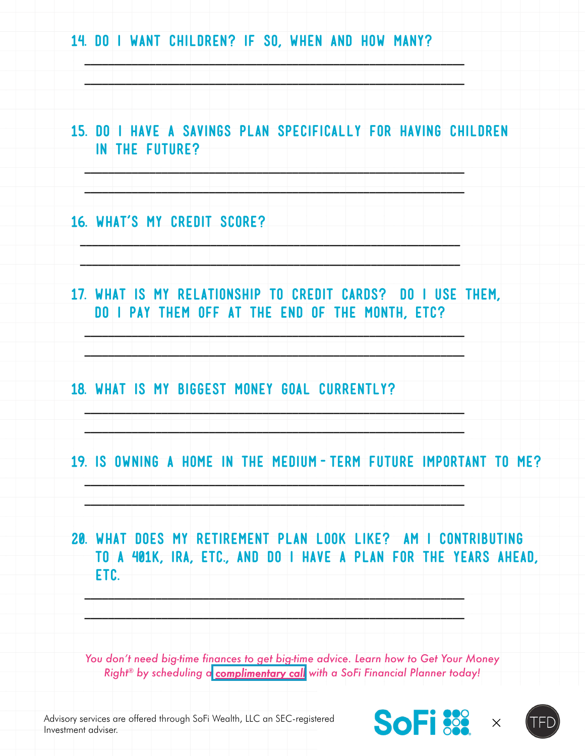14. DO I WANT CHILDREN? IF SO, WHEN AND HOW MANY?

______________________________________________

______________________________________________

15. DO I HAVE A SAVINGS PLAN SPECIFICALLY FOR HAVING CHILDREN IN THE FUTURE?

______________________________________________

______________________________________________

16. WHAT'S MY CREDIT SCORE?

______________________________________________

______________________________________________

17. WHAT IS MY RELATIONSHIP TO CREDIT CARDS? DO I USE THEM, DO I PAY THEM OFF AT THE END OF THE MONTH, ETC?

______________________________________________

______________________________________________

18. WHAT IS MY BIGGEST MONEY GOAL CURRENTLY?

______________________________________________

______________________________________________

19. IS OWNING A HOME IN THE MEDIUM-TERM FUTURE IMPORTANT TO ME?

______________________________________________

______________________________________________

20. WHAT DOES MY RETIREMENT PLAN LOOK LIKE? AM I CONTRIBUTING TO A 401K, IRA, ETC., AND DO I HAVE A PLAN FOR THE YEARS AHEAD, ETC.

______________________________________________

______________________________________________

*You don't need big-time finances to get big-time advice. Learn how to Get Your Money Right® by scheduling a **complimentary call** with a SoFi Financial Planner today!*

Advisory services are offered through SoFi Wealth, LLC an SEC-registered Investment adviser.

SoFi × TFD